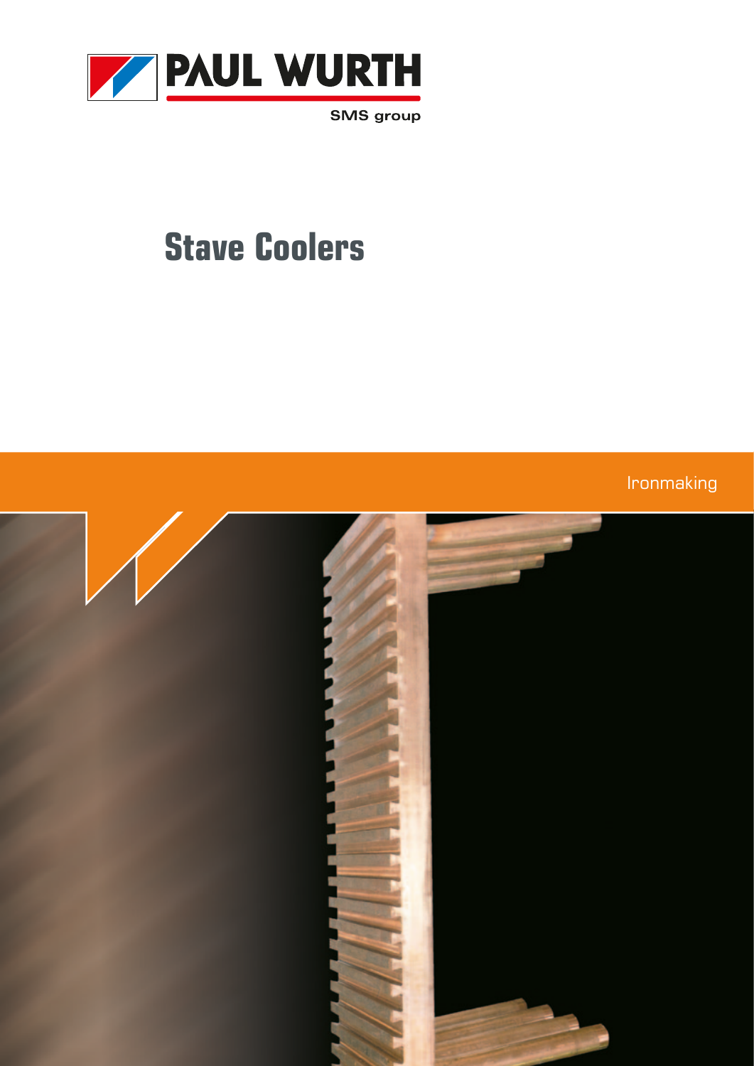PAUL WURTH

SMS group

# Stave Coolers

Ironmaking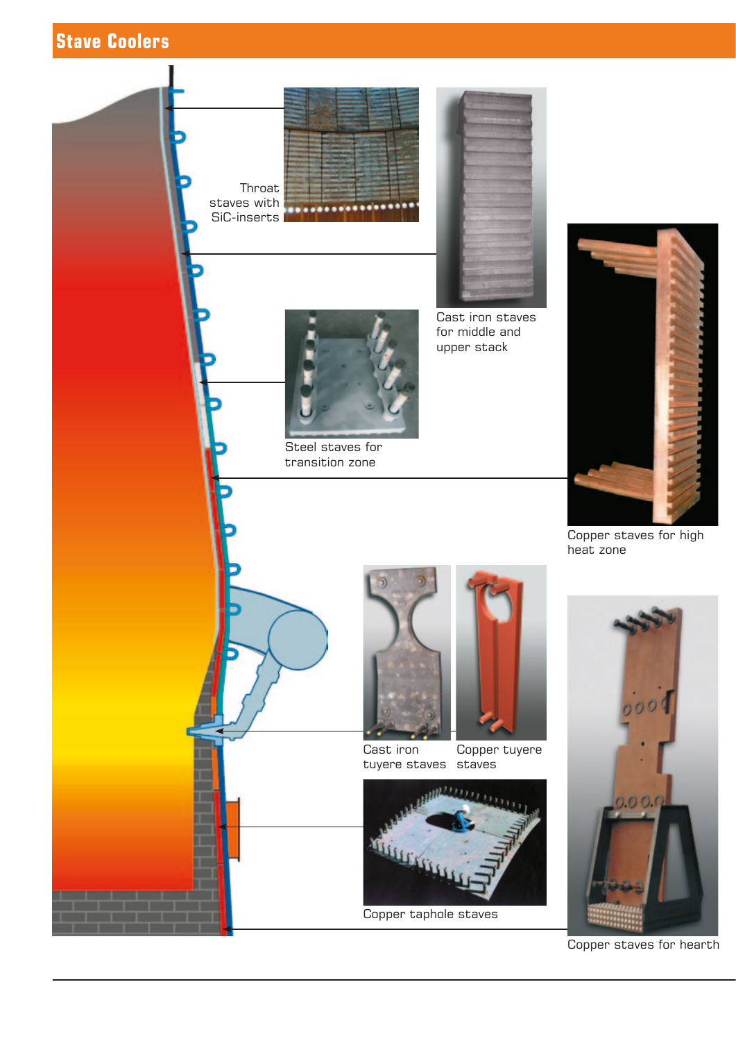# Stave Coolers

Throat staves with SiC-inserts

Cast iron staves for middle and upper stack

Steel staves for transition zone

Copper staves for high heat zone

Cast iron tuyere staves

Copper tuyere staves

Copper taphole staves

Copper staves for hearth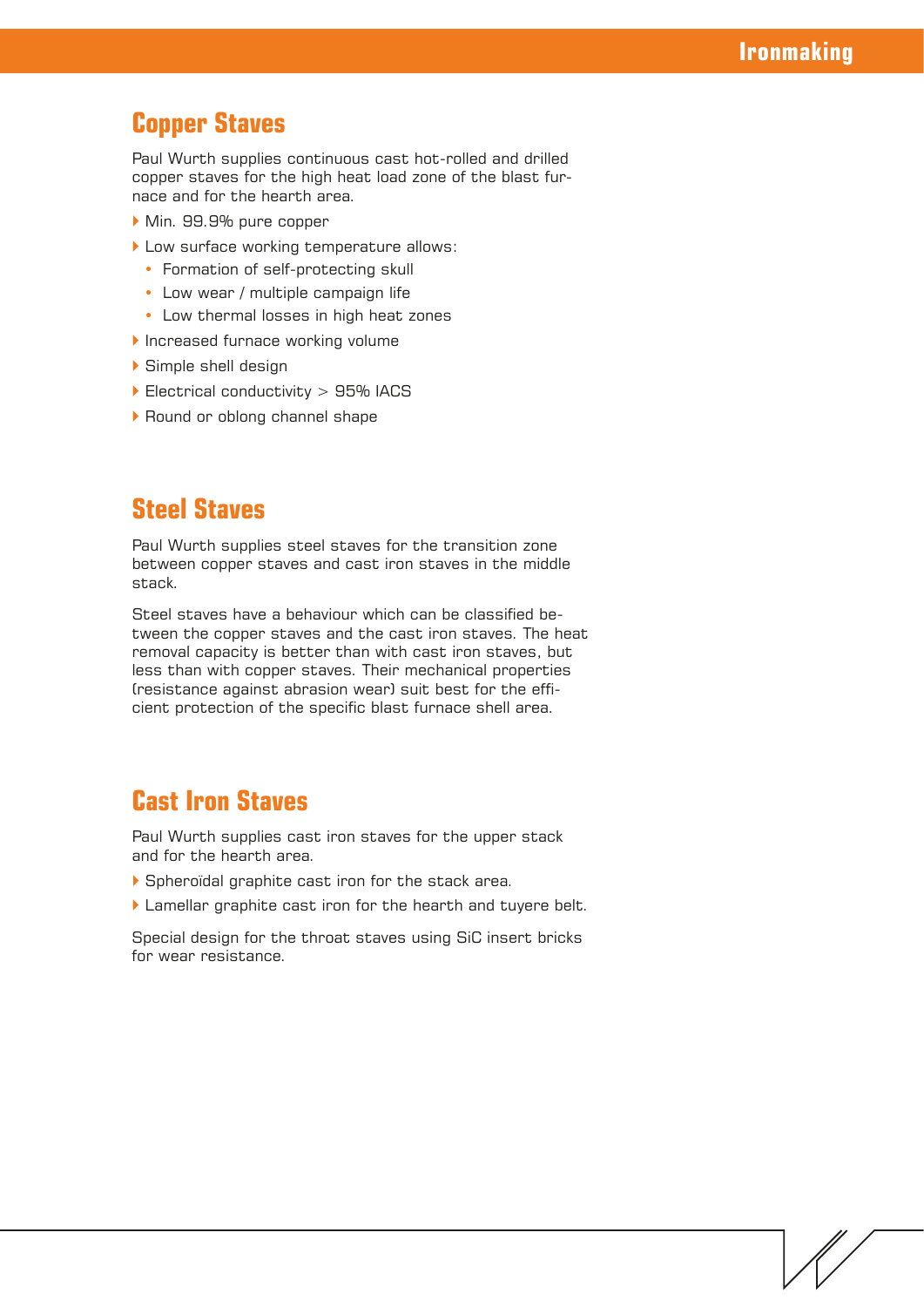## Copper Staves

Paul Wurth supplies continuous cast hot-rolled and drilled copper staves for the high heat load zone of the blast furnace and for the hearth area.

- Min. 99.9% pure copper
- Low surface working temperature allows:
  - Formation of self-protecting skull
  - Low wear / multiple campaign life
  - Low thermal losses in high heat zones
- Increased furnace working volume
- Simple shell design
- Electrical conductivity > 95% IACS
- Round or oblong channel shape

## Steel Staves

Paul Wurth supplies steel staves for the transition zone between copper staves and cast iron staves in the middle stack.

Steel staves have a behaviour which can be classified between the copper staves and the cast iron staves. The heat removal capacity is better than with cast iron staves, but less than with copper staves. Their mechanical properties (resistance against abrasion wear) suit best for the efficient protection of the specific blast furnace shell area.

## Cast Iron Staves

Paul Wurth supplies cast iron staves for the upper stack and for the hearth area.

- Spheroïdal graphite cast iron for the stack area.
- Lamellar graphite cast iron for the hearth and tuyere belt.

Special design for the throat staves using SiC insert bricks for wear resistance.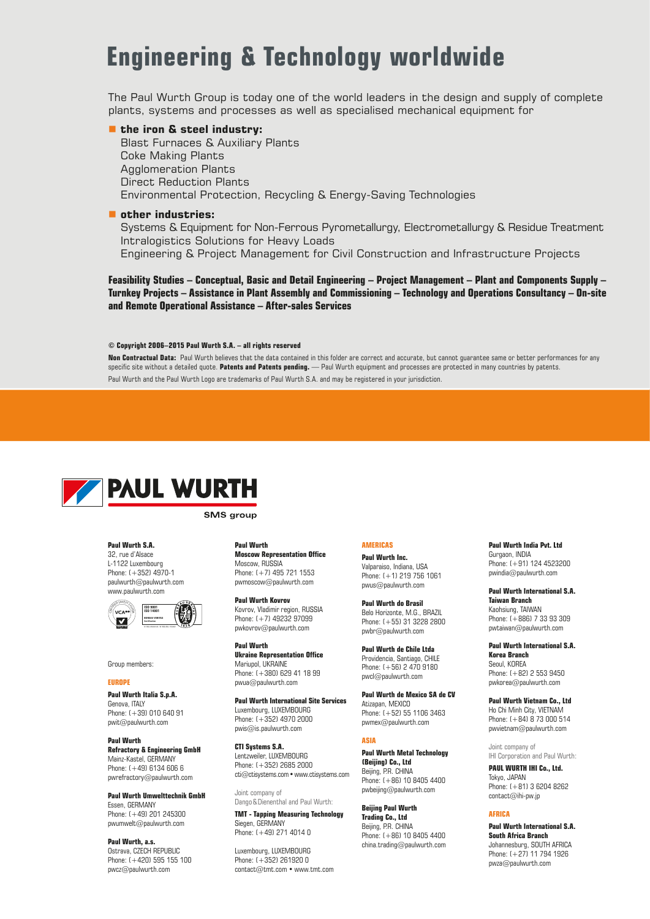# Engineering & Technology worldwide

The Paul Wurth Group is today one of the world leaders in the design and supply of complete plants, systems and processes as well as specialised mechanical equipment for

- **the iron & steel industry:**
  Blast Furnaces & Auxiliary Plants
  Coke Making Plants
  Agglomeration Plants
  Direct Reduction Plants
  Environmental Protection, Recycling & Energy-Saving Technologies

- **other industries:**
  Systems & Equipment for Non-Ferrous Pyrometallurgy, Electrometallurgy & Residue Treatment
  Intralogistics Solutions for Heavy Loads
  Engineering & Project Management for Civil Construction and Infrastructure Projects

**Feasibility Studies – Conceptual, Basic and Detail Engineering – Project Management – Plant and Components Supply – Turnkey Projects – Assistance in Plant Assembly and Commissioning – Technology and Operations Consultancy – On-site and Remote Operational Assistance – After-sales Services**

**© Copyright 2006–2015 Paul Wurth S.A. – all rights reserved**

**Non Contractual Data:** Paul Wurth believes that the data contained in this folder are correct and accurate, but cannot guarantee same or better performances for any specific site without a detailed quote. **Patents and Patents pending.** — Paul Wurth equipment and processes are protected in many countries by patents.

Paul Wurth and the Paul Wurth Logo are trademarks of Paul Wurth S.A. and may be registered in your jurisdiction.

PAUL WURTH
SMS group

**Paul Wurth S.A.**
32, rue d'Alsace
L-1122 Luxembourg
Phone: (+352) 4970-1
paulwurth@paulwurth.com
www.paulwurth.com

Group members:

**EUROPE**

**Paul Wurth Italia S.p.A.**
Genova, ITALY
Phone: (+39) 010 640 91
pwit@paulwurth.com

**Paul Wurth Refractory & Engineering GmbH**
Mainz-Kastel, GERMANY
Phone: (+49) 6134 606 6
pwrefractory@paulwurth.com

**Paul Wurth Umwelttechnik GmbH**
Essen, GERMANY
Phone: (+49) 201 245300
pwumwelt@paulwurth.com

**Paul Wurth, a.s.**
Ostrava, CZECH REPUBLIC
Phone: (+420) 595 155 100
pwcz@paulwurth.com

**Paul Wurth Moscow Representation Office**
Moscow, RUSSIA
Phone: (+7) 495 721 1553
pwmoscow@paulwurth.com

**Paul Wurth Kovrov**
Kovrov, Vladimir region, RUSSIA
Phone: (+7) 49232 97099
pwkovrov@paulwurth.com

**Paul Wurth Ukraine Representation Office**
Mariupol, UKRAINE
Phone: (+380) 629 41 18 99
pwua@paulwurth.com

**Paul Wurth International Site Services**
Luxembourg, LUXEMBOURG
Phone: (+352) 4970 2000
pwis@is.paulwurth.com

**CTI Systems S.A.**
Lentzweiler, LUXEMBOURG
Phone: (+352) 2685 2000
cti@ctisystems.com • www.ctisystems.com

Joint company of Dango&Dienenthal and Paul Wurth:

**TMT - Tapping Measuring Technology**
Siegen, GERMANY
Phone: (+49) 271 4014 0

Luxembourg, LUXEMBOURG
Phone: (+352) 261920 0
contact@tmt.com • www.tmt.com

**AMERICAS**

**Paul Wurth Inc.**
Valparaiso, Indiana, USA
Phone: (+1) 219 756 1061
pwus@paulwurth.com

**Paul Wurth do Brasil**
Belo Horizonte, M.G., BRAZIL
Phone: (+55) 31 3228 2800
pwbr@paulwurth.com

**Paul Wurth de Chile Ltda**
Providencia, Santiago, CHILE
Phone: (+56) 2 470 9180
pwcl@paulwurth.com

**Paul Wurth de Mexico SA de CV**
Atizapan, MEXICO
Phone: (+52) 55 1106 3463
pwmex@paulwurth.com

**ASIA**

**Paul Wurth Metal Technology (Beijing) Co., Ltd**
Beijing, P.R. CHINA
Phone: (+86) 10 8405 4400
pwbeijing@paulwurth.com

**Beijing Paul Wurth Trading Co., Ltd**
Beijing, P.R. CHINA
Phone: (+86) 10 8405 4400
china.trading@paulwurth.com

**Paul Wurth India Pvt. Ltd**
Gurgaon, INDIA
Phone: (+91) 124 4523200
pwindia@paulwurth.com

**Paul Wurth International S.A. Taiwan Branch**
Kaohsiung, TAIWAN
Phone: (+886) 7 33 93 309
pwtaiwan@paulwurth.com

**Paul Wurth International S.A. Korea Branch**
Seoul, KOREA
Phone: (+82) 2 553 9450
pwkorea@paulwurth.com

**Paul Wurth Vietnam Co., Ltd**
Ho Chi Minh City, VIETNAM
Phone: (+84) 8 73 000 514
pwvietnam@paulwurth.com

Joint company of IHI Corporation and Paul Wurth:

**PAUL WURTH IHI Co., Ltd.**
Tokyo, JAPAN
Phone: (+81) 3 6204 8262
contact@ihi-pw.jp

**AFRICA**

**Paul Wurth International S.A. South Africa Branch**
Johannesburg, SOUTH AFRICA
Phone: (+27) 11 794 1926
pwza@paulwurth.com